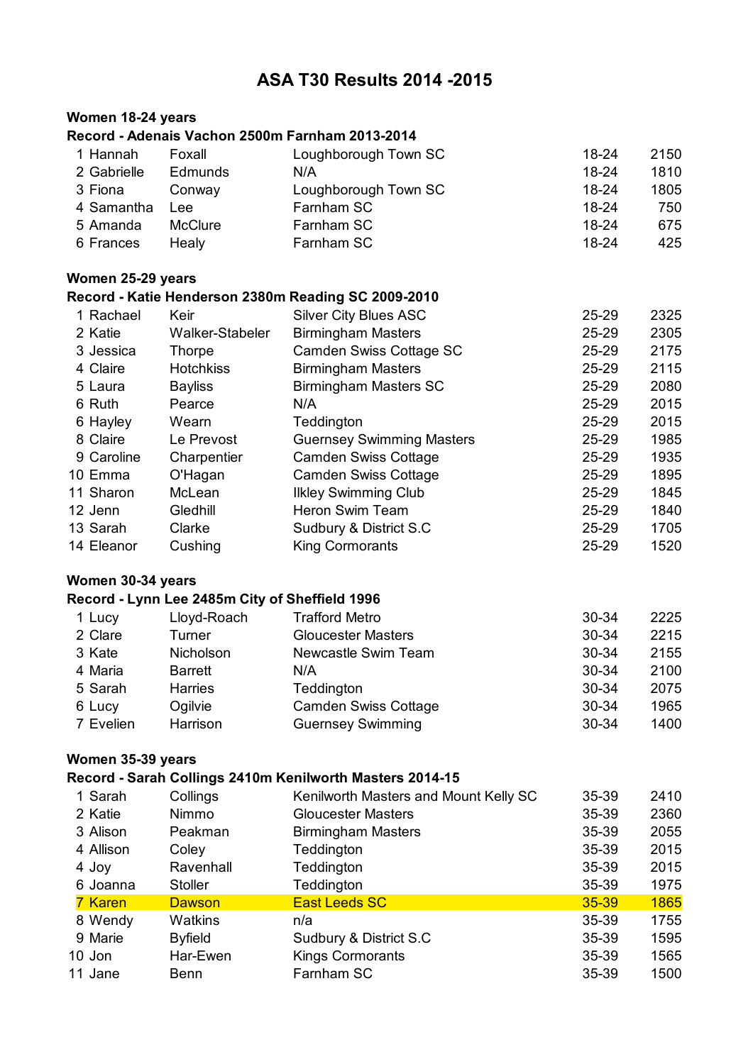# ASA T30 Results 2014 -2015

## Women 18-24 years

**Record - Adenais Vachon 2500m Farnham 2013-2014**

| | | | | | |
|---|---|---|---|---|---|
| 1 | Hannah | Foxall | Loughborough Town SC | 18-24 | 2150 |
| 2 | Gabrielle | Edmunds | N/A | 18-24 | 1810 |
| 3 | Fiona | Conway | Loughborough Town SC | 18-24 | 1805 |
| 4 | Samantha | Lee | Farnham SC | 18-24 | 750 |
| 5 | Amanda | McClure | Farnham SC | 18-24 | 675 |
| 6 | Frances | Healy | Farnham SC | 18-24 | 425 |

## Women 25-29 years

**Record - Katie Henderson 2380m Reading SC 2009-2010**

| | | | | | |
|---|---|---|---|---|---|
| 1 | Rachael | Keir | Silver City Blues ASC | 25-29 | 2325 |
| 2 | Katie | Walker-Stabeler | Birmingham Masters | 25-29 | 2305 |
| 3 | Jessica | Thorpe | Camden Swiss Cottage SC | 25-29 | 2175 |
| 4 | Claire | Hotchkiss | Birmingham Masters | 25-29 | 2115 |
| 5 | Laura | Bayliss | Birmingham Masters SC | 25-29 | 2080 |
| 6 | Ruth | Pearce | N/A | 25-29 | 2015 |
| 6 | Hayley | Wearn | Teddington | 25-29 | 2015 |
| 8 | Claire | Le Prevost | Guernsey Swimming Masters | 25-29 | 1985 |
| 9 | Caroline | Charpentier | Camden Swiss Cottage | 25-29 | 1935 |
| 10 | Emma | O'Hagan | Camden Swiss Cottage | 25-29 | 1895 |
| 11 | Sharon | McLean | Ilkley Swimming Club | 25-29 | 1845 |
| 12 | Jenn | Gledhill | Heron Swim Team | 25-29 | 1840 |
| 13 | Sarah | Clarke | Sudbury & District S.C | 25-29 | 1705 |
| 14 | Eleanor | Cushing | King Cormorants | 25-29 | 1520 |

## Women 30-34 years

**Record - Lynn Lee 2485m City of Sheffield 1996**

| | | | | | |
|---|---|---|---|---|---|
| 1 | Lucy | Lloyd-Roach | Trafford Metro | 30-34 | 2225 |
| 2 | Clare | Turner | Gloucester Masters | 30-34 | 2215 |
| 3 | Kate | Nicholson | Newcastle Swim Team | 30-34 | 2155 |
| 4 | Maria | Barrett | N/A | 30-34 | 2100 |
| 5 | Sarah | Harries | Teddington | 30-34 | 2075 |
| 6 | Lucy | Ogilvie | Camden Swiss Cottage | 30-34 | 1965 |
| 7 | Evelien | Harrison | Guernsey Swimming | 30-34 | 1400 |

## Women 35-39 years

**Record - Sarah Collings 2410m Kenilworth Masters 2014-15**

| | | | | | |
|---|---|---|---|---|---|
| 1 | Sarah | Collings | Kenilworth Masters and Mount Kelly SC | 35-39 | 2410 |
| 2 | Katie | Nimmo | Gloucester Masters | 35-39 | 2360 |
| 3 | Alison | Peakman | Birmingham Masters | 35-39 | 2055 |
| 4 | Allison | Coley | Teddington | 35-39 | 2015 |
| 4 | Joy | Ravenhall | Teddington | 35-39 | 2015 |
| 6 | Joanna | Stoller | Teddington | 35-39 | 1975 |
| 7 | Karen | Dawson | East Leeds SC | 35-39 | 1865 |
| 8 | Wendy | Watkins | n/a | 35-39 | 1755 |
| 9 | Marie | Byfield | Sudbury & District S.C | 35-39 | 1595 |
| 10 | Jon | Har-Ewen | Kings Cormorants | 35-39 | 1565 |
| 11 | Jane | Benn | Farnham SC | 35-39 | 1500 |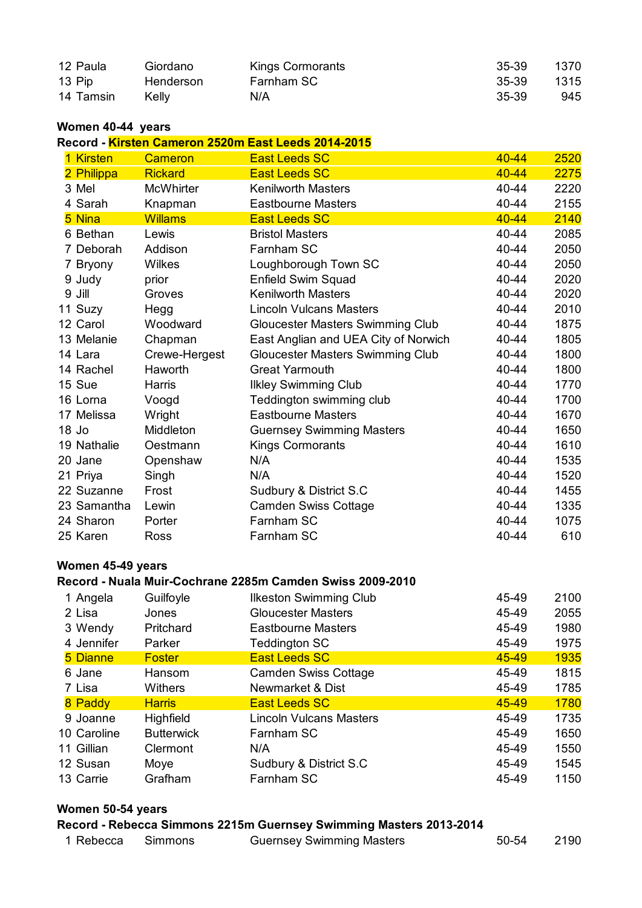| | | | | |
|---|---|---|---|---|
| 12 Paula | Giordano | Kings Cormorants | 35-39 | 1370 |
| 13 Pip | Henderson | Farnham SC | 35-39 | 1315 |
| 14 Tamsin | Kelly | N/A | 35-39 | 945 |

**Women 40-44 years**

**Record - Kirsten Cameron 2520m East Leeds 2014-2015**

| | | | | |
|---|---|---|---|---|
| 1 Kirsten | Cameron | East Leeds SC | 40-44 | 2520 |
| 2 Philippa | Rickard | East Leeds SC | 40-44 | 2275 |
| 3 Mel | McWhirter | Kenilworth Masters | 40-44 | 2220 |
| 4 Sarah | Knapman | Eastbourne Masters | 40-44 | 2155 |
| 5 Nina | Willams | East Leeds SC | 40-44 | 2140 |
| 6 Bethan | Lewis | Bristol Masters | 40-44 | 2085 |
| 7 Deborah | Addison | Farnham SC | 40-44 | 2050 |
| 7 Bryony | Wilkes | Loughborough Town SC | 40-44 | 2050 |
| 9 Judy | prior | Enfield Swim Squad | 40-44 | 2020 |
| 9 Jill | Groves | Kenilworth Masters | 40-44 | 2020 |
| 11 Suzy | Hegg | Lincoln Vulcans Masters | 40-44 | 2010 |
| 12 Carol | Woodward | Gloucester Masters Swimming Club | 40-44 | 1875 |
| 13 Melanie | Chapman | East Anglian and UEA City of Norwich | 40-44 | 1805 |
| 14 Lara | Crewe-Hergest | Gloucester Masters Swimming Club | 40-44 | 1800 |
| 14 Rachel | Haworth | Great Yarmouth | 40-44 | 1800 |
| 15 Sue | Harris | Ilkley Swimming Club | 40-44 | 1770 |
| 16 Lorna | Voogd | Teddington swimming club | 40-44 | 1700 |
| 17 Melissa | Wright | Eastbourne Masters | 40-44 | 1670 |
| 18 Jo | Middleton | Guernsey Swimming Masters | 40-44 | 1650 |
| 19 Nathalie | Oestmann | Kings Cormorants | 40-44 | 1610 |
| 20 Jane | Openshaw | N/A | 40-44 | 1535 |
| 21 Priya | Singh | N/A | 40-44 | 1520 |
| 22 Suzanne | Frost | Sudbury & District S.C | 40-44 | 1455 |
| 23 Samantha | Lewin | Camden Swiss Cottage | 40-44 | 1335 |
| 24 Sharon | Porter | Farnham SC | 40-44 | 1075 |
| 25 Karen | Ross | Farnham SC | 40-44 | 610 |

**Women 45-49 years**

**Record - Nuala Muir-Cochrane 2285m Camden Swiss 2009-2010**

| | | | | |
|---|---|---|---|---|
| 1 Angela | Guilfoyle | Ilkeston Swimming Club | 45-49 | 2100 |
| 2 Lisa | Jones | Gloucester Masters | 45-49 | 2055 |
| 3 Wendy | Pritchard | Eastbourne Masters | 45-49 | 1980 |
| 4 Jennifer | Parker | Teddington SC | 45-49 | 1975 |
| 5 Dianne | Foster | East Leeds SC | 45-49 | 1935 |
| 6 Jane | Hansom | Camden Swiss Cottage | 45-49 | 1815 |
| 7 Lisa | Withers | Newmarket & Dist | 45-49 | 1785 |
| 8 Paddy | Harris | East Leeds SC | 45-49 | 1780 |
| 9 Joanne | Highfield | Lincoln Vulcans Masters | 45-49 | 1735 |
| 10 Caroline | Butterwick | Farnham SC | 45-49 | 1650 |
| 11 Gillian | Clermont | N/A | 45-49 | 1550 |
| 12 Susan | Moye | Sudbury & District S.C | 45-49 | 1545 |
| 13 Carrie | Grafham | Farnham SC | 45-49 | 1150 |

**Women 50-54 years**

**Record - Rebecca Simmons 2215m Guernsey Swimming Masters 2013-2014**

| | | | | |
|---|---|---|---|---|
| 1 Rebecca | Simmons | Guernsey Swimming Masters | 50-54 | 2190 |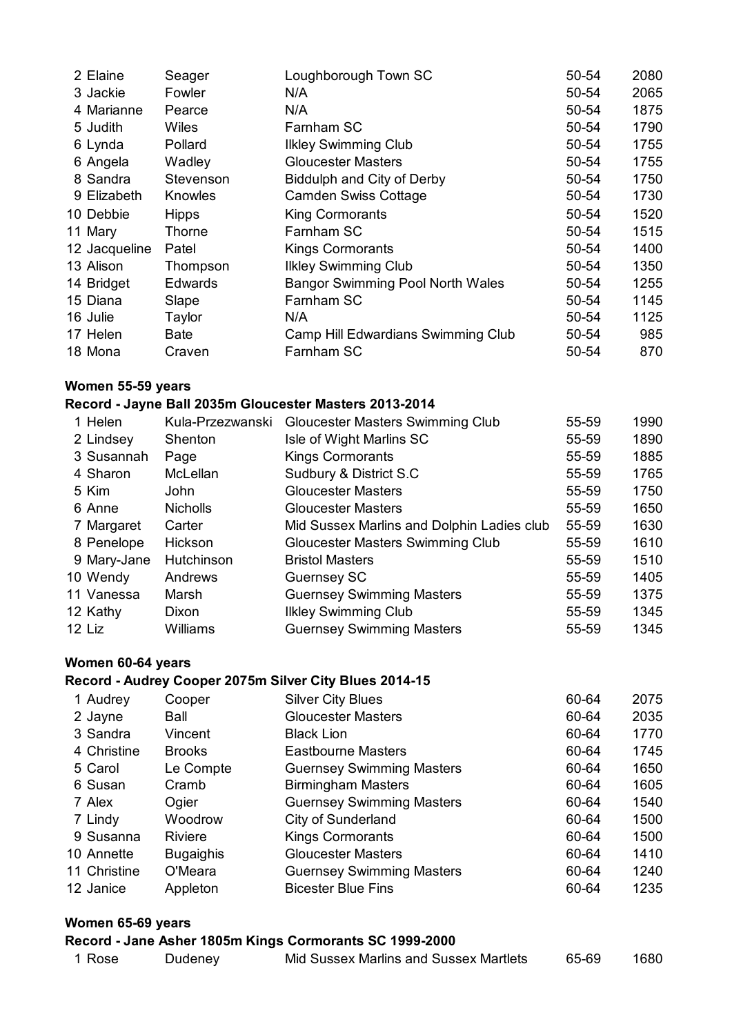| | | | | | |
|---|---|---|---|---|---|
| 2 | Elaine | Seager | Loughborough Town SC | 50-54 | 2080 |
| 3 | Jackie | Fowler | N/A | 50-54 | 2065 |
| 4 | Marianne | Pearce | N/A | 50-54 | 1875 |
| 5 | Judith | Wiles | Farnham SC | 50-54 | 1790 |
| 6 | Lynda | Pollard | Ilkley Swimming Club | 50-54 | 1755 |
| 6 | Angela | Wadley | Gloucester Masters | 50-54 | 1755 |
| 8 | Sandra | Stevenson | Biddulph and City of Derby | 50-54 | 1750 |
| 9 | Elizabeth | Knowles | Camden Swiss Cottage | 50-54 | 1730 |
| 10 | Debbie | Hipps | King Cormorants | 50-54 | 1520 |
| 11 | Mary | Thorne | Farnham SC | 50-54 | 1515 |
| 12 | Jacqueline | Patel | Kings Cormorants | 50-54 | 1400 |
| 13 | Alison | Thompson | Ilkley Swimming Club | 50-54 | 1350 |
| 14 | Bridget | Edwards | Bangor Swimming Pool North Wales | 50-54 | 1255 |
| 15 | Diana | Slape | Farnham SC | 50-54 | 1145 |
| 16 | Julie | Taylor | N/A | 50-54 | 1125 |
| 17 | Helen | Bate | Camp Hill Edwardians Swimming Club | 50-54 | 985 |
| 18 | Mona | Craven | Farnham SC | 50-54 | 870 |

**Women 55-59 years**

**Record - Jayne Ball 2035m Gloucester Masters 2013-2014**

| | | | | | |
|---|---|---|---|---|---|
| 1 | Helen | Kula-Przezwanski | Gloucester Masters Swimming Club | 55-59 | 1990 |
| 2 | Lindsey | Shenton | Isle of Wight Marlins SC | 55-59 | 1890 |
| 3 | Susannah | Page | Kings Cormorants | 55-59 | 1885 |
| 4 | Sharon | McLellan | Sudbury & District S.C | 55-59 | 1765 |
| 5 | Kim | John | Gloucester Masters | 55-59 | 1750 |
| 6 | Anne | Nicholls | Gloucester Masters | 55-59 | 1650 |
| 7 | Margaret | Carter | Mid Sussex Marlins and Dolphin Ladies club | 55-59 | 1630 |
| 8 | Penelope | Hickson | Gloucester Masters Swimming Club | 55-59 | 1610 |
| 9 | Mary-Jane | Hutchinson | Bristol Masters | 55-59 | 1510 |
| 10 | Wendy | Andrews | Guernsey SC | 55-59 | 1405 |
| 11 | Vanessa | Marsh | Guernsey Swimming Masters | 55-59 | 1375 |
| 12 | Kathy | Dixon | Ilkley Swimming Club | 55-59 | 1345 |
| 12 | Liz | Williams | Guernsey Swimming Masters | 55-59 | 1345 |

**Women 60-64 years**

**Record - Audrey Cooper 2075m Silver City Blues 2014-15**

| | | | | | |
|---|---|---|---|---|---|
| 1 | Audrey | Cooper | Silver City Blues | 60-64 | 2075 |
| 2 | Jayne | Ball | Gloucester Masters | 60-64 | 2035 |
| 3 | Sandra | Vincent | Black Lion | 60-64 | 1770 |
| 4 | Christine | Brooks | Eastbourne Masters | 60-64 | 1745 |
| 5 | Carol | Le Compte | Guernsey Swimming Masters | 60-64 | 1650 |
| 6 | Susan | Cramb | Birmingham Masters | 60-64 | 1605 |
| 7 | Alex | Ogier | Guernsey Swimming Masters | 60-64 | 1540 |
| 7 | Lindy | Woodrow | City of Sunderland | 60-64 | 1500 |
| 9 | Susanna | Riviere | Kings Cormorants | 60-64 | 1500 |
| 10 | Annette | Bugaighis | Gloucester Masters | 60-64 | 1410 |
| 11 | Christine | O'Meara | Guernsey Swimming Masters | 60-64 | 1240 |
| 12 | Janice | Appleton | Bicester Blue Fins | 60-64 | 1235 |

**Women 65-69 years**

**Record - Jane Asher 1805m Kings Cormorants SC 1999-2000**

| | | | | | |
|---|---|---|---|---|---|
| 1 | Rose | Dudeney | Mid Sussex Marlins and Sussex Martlets | 65-69 | 1680 |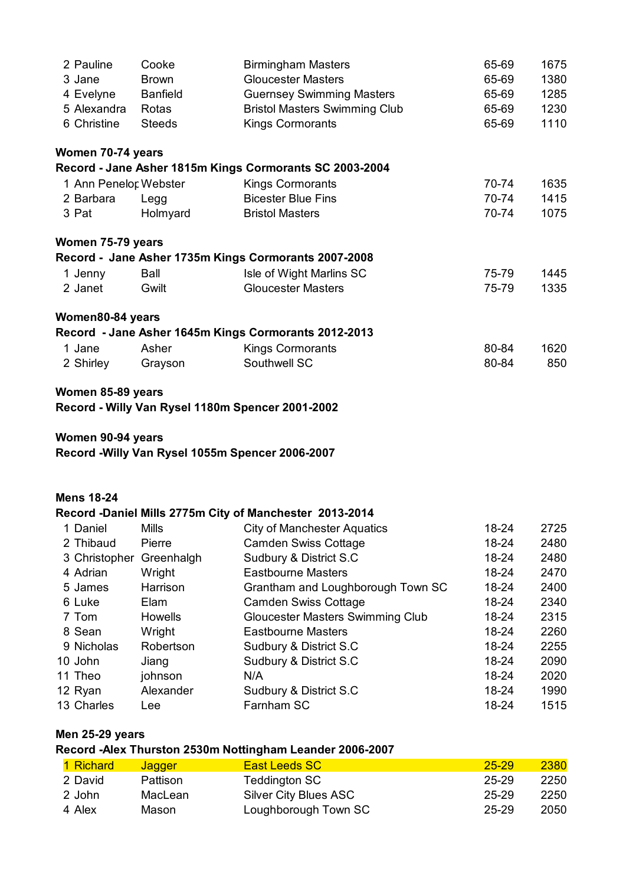| | | | | |
|---|---|---|---|---|
| 2 Pauline | Cooke | Birmingham Masters | 65-69 | 1675 |
| 3 Jane | Brown | Gloucester Masters | 65-69 | 1380 |
| 4 Evelyne | Banfield | Guernsey Swimming Masters | 65-69 | 1285 |
| 5 Alexandra | Rotas | Bristol Masters Swimming Club | 65-69 | 1230 |
| 6 Christine | Steeds | Kings Cormorants | 65-69 | 1110 |

**Women 70-74 years**

**Record - Jane Asher 1815m Kings Cormorants SC 2003-2004**

| | | | | |
|---|---|---|---|---|
| 1 Ann Penelop | Webster | Kings Cormorants | 70-74 | 1635 |
| 2 Barbara | Legg | Bicester Blue Fins | 70-74 | 1415 |
| 3 Pat | Holmyard | Bristol Masters | 70-74 | 1075 |

**Women 75-79 years**

**Record - Jane Asher 1735m Kings Cormorants 2007-2008**

| | | | | |
|---|---|---|---|---|
| 1 Jenny | Ball | Isle of Wight Marlins SC | 75-79 | 1445 |
| 2 Janet | Gwilt | Gloucester Masters | 75-79 | 1335 |

**Women80-84 years**

**Record - Jane Asher 1645m Kings Cormorants 2012-2013**

| | | | | |
|---|---|---|---|---|
| 1 Jane | Asher | Kings Cormorants | 80-84 | 1620 |
| 2 Shirley | Grayson | Southwell SC | 80-84 | 850 |

**Women 85-89 years**

**Record - Willy Van Rysel 1180m Spencer 2001-2002**

**Women 90-94 years**

**Record -Willy Van Rysel 1055m Spencer 2006-2007**

**Mens 18-24**

**Record -Daniel Mills 2775m City of Manchester 2013-2014**

| | | | | |
|---|---|---|---|---|
| 1 Daniel | Mills | City of Manchester Aquatics | 18-24 | 2725 |
| 2 Thibaud | Pierre | Camden Swiss Cottage | 18-24 | 2480 |
| 3 Christopher | Greenhalgh | Sudbury & District S.C | 18-24 | 2480 |
| 4 Adrian | Wright | Eastbourne Masters | 18-24 | 2470 |
| 5 James | Harrison | Grantham and Loughborough Town SC | 18-24 | 2400 |
| 6 Luke | Elam | Camden Swiss Cottage | 18-24 | 2340 |
| 7 Tom | Howells | Gloucester Masters Swimming Club | 18-24 | 2315 |
| 8 Sean | Wright | Eastbourne Masters | 18-24 | 2260 |
| 9 Nicholas | Robertson | Sudbury & District S.C | 18-24 | 2255 |
| 10 John | Jiang | Sudbury & District S.C | 18-24 | 2090 |
| 11 Theo | johnson | N/A | 18-24 | 2020 |
| 12 Ryan | Alexander | Sudbury & District S.C | 18-24 | 1990 |
| 13 Charles | Lee | Farnham SC | 18-24 | 1515 |

**Men 25-29 years**

**Record -Alex Thurston 2530m Nottingham Leander 2006-2007**

| | | | | |
|---|---|---|---|---|
| 1 Richard | Jagger | East Leeds SC | 25-29 | 2380 |
| 2 David | Pattison | Teddington SC | 25-29 | 2250 |
| 2 John | MacLean | Silver City Blues ASC | 25-29 | 2250 |
| 4 Alex | Mason | Loughborough Town SC | 25-29 | 2050 |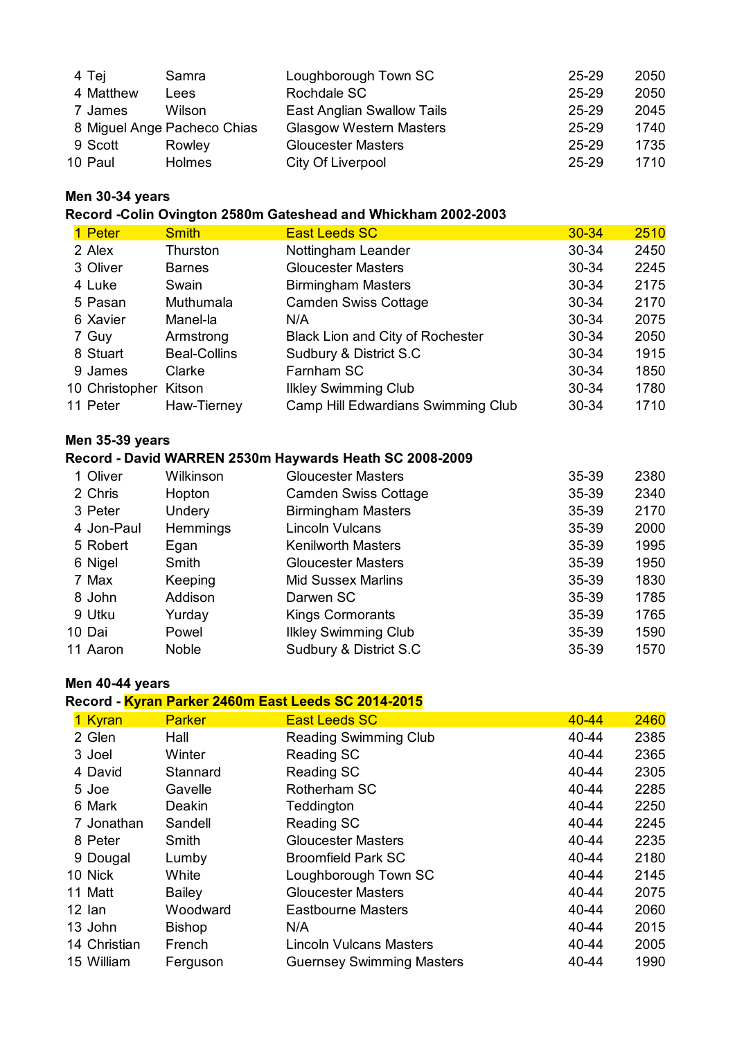| | | | | | |
|---|---|---|---|---|---|
| 4 | Tej | Samra | Loughborough Town SC | 25-29 | 2050 |
| 4 | Matthew | Lees | Rochdale SC | 25-29 | 2050 |
| 7 | James | Wilson | East Anglian Swallow Tails | 25-29 | 2045 |
| 8 | Miguel Ange | Pacheco Chias | Glasgow Western Masters | 25-29 | 1740 |
| 9 | Scott | Rowley | Gloucester Masters | 25-29 | 1735 |
| 10 | Paul | Holmes | City Of Liverpool | 25-29 | 1710 |

**Men 30-34 years**

**Record -Colin Ovington 2580m Gateshead and Whickham 2002-2003**

| | | | | | |
|---|---|---|---|---|---|
| 1 | Peter | Smith | East Leeds SC | 30-34 | 2510 |
| 2 | Alex | Thurston | Nottingham Leander | 30-34 | 2450 |
| 3 | Oliver | Barnes | Gloucester Masters | 30-34 | 2245 |
| 4 | Luke | Swain | Birmingham Masters | 30-34 | 2175 |
| 5 | Pasan | Muthumala | Camden Swiss Cottage | 30-34 | 2170 |
| 6 | Xavier | Manel-la | N/A | 30-34 | 2075 |
| 7 | Guy | Armstrong | Black Lion and City of Rochester | 30-34 | 2050 |
| 8 | Stuart | Beal-Collins | Sudbury & District S.C | 30-34 | 1915 |
| 9 | James | Clarke | Farnham SC | 30-34 | 1850 |
| 10 | Christopher | Kitson | Ilkley Swimming Club | 30-34 | 1780 |
| 11 | Peter | Haw-Tierney | Camp Hill Edwardians Swimming Club | 30-34 | 1710 |

**Men 35-39 years**

**Record - David WARREN 2530m Haywards Heath SC 2008-2009**

| | | | | | |
|---|---|---|---|---|---|
| 1 | Oliver | Wilkinson | Gloucester Masters | 35-39 | 2380 |
| 2 | Chris | Hopton | Camden Swiss Cottage | 35-39 | 2340 |
| 3 | Peter | Undery | Birmingham Masters | 35-39 | 2170 |
| 4 | Jon-Paul | Hemmings | Lincoln Vulcans | 35-39 | 2000 |
| 5 | Robert | Egan | Kenilworth Masters | 35-39 | 1995 |
| 6 | Nigel | Smith | Gloucester Masters | 35-39 | 1950 |
| 7 | Max | Keeping | Mid Sussex Marlins | 35-39 | 1830 |
| 8 | John | Addison | Darwen SC | 35-39 | 1785 |
| 9 | Utku | Yurday | Kings Cormorants | 35-39 | 1765 |
| 10 | Dai | Powel | Ilkley Swimming Club | 35-39 | 1590 |
| 11 | Aaron | Noble | Sudbury & District S.C | 35-39 | 1570 |

**Men 40-44 years**

**Record - Kyran Parker 2460m East Leeds SC 2014-2015**

| | | | | | |
|---|---|---|---|---|---|
| 1 | Kyran | Parker | East Leeds SC | 40-44 | 2460 |
| 2 | Glen | Hall | Reading Swimming Club | 40-44 | 2385 |
| 3 | Joel | Winter | Reading SC | 40-44 | 2365 |
| 4 | David | Stannard | Reading SC | 40-44 | 2305 |
| 5 | Joe | Gavelle | Rotherham SC | 40-44 | 2285 |
| 6 | Mark | Deakin | Teddington | 40-44 | 2250 |
| 7 | Jonathan | Sandell | Reading SC | 40-44 | 2245 |
| 8 | Peter | Smith | Gloucester Masters | 40-44 | 2235 |
| 9 | Dougal | Lumby | Broomfield Park SC | 40-44 | 2180 |
| 10 | Nick | White | Loughborough Town SC | 40-44 | 2145 |
| 11 | Matt | Bailey | Gloucester Masters | 40-44 | 2075 |
| 12 | Ian | Woodward | Eastbourne Masters | 40-44 | 2060 |
| 13 | John | Bishop | N/A | 40-44 | 2015 |
| 14 | Christian | French | Lincoln Vulcans Masters | 40-44 | 2005 |
| 15 | William | Ferguson | Guernsey Swimming Masters | 40-44 | 1990 |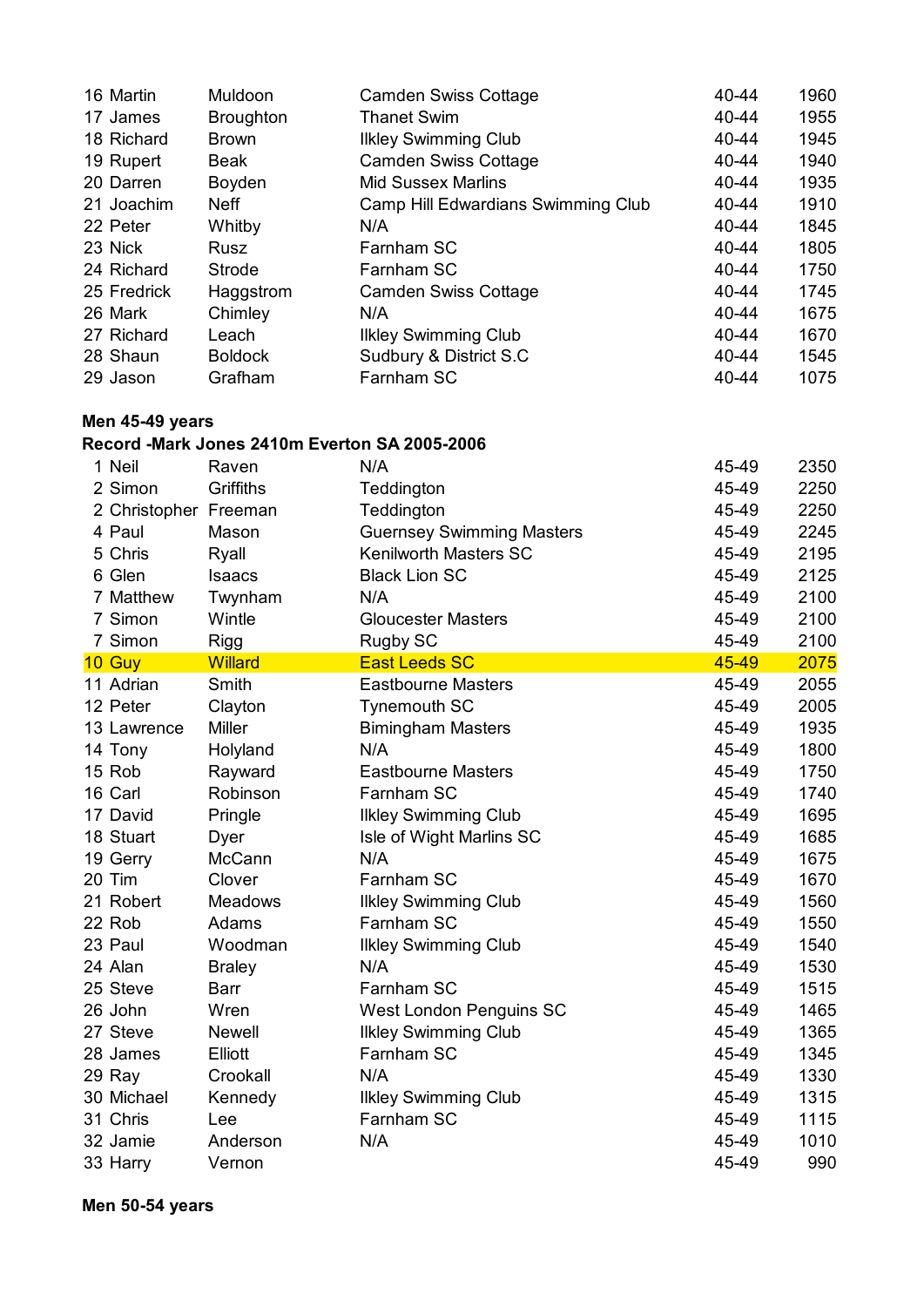| | | | | | |
|---|---|---|---|---|---|
| 16 | Martin | Muldoon | Camden Swiss Cottage | 40-44 | 1960 |
| 17 | James | Broughton | Thanet Swim | 40-44 | 1955 |
| 18 | Richard | Brown | Ilkley Swimming Club | 40-44 | 1945 |
| 19 | Rupert | Beak | Camden Swiss Cottage | 40-44 | 1940 |
| 20 | Darren | Boyden | Mid Sussex Marlins | 40-44 | 1935 |
| 21 | Joachim | Neff | Camp Hill Edwardians Swimming Club | 40-44 | 1910 |
| 22 | Peter | Whitby | N/A | 40-44 | 1845 |
| 23 | Nick | Rusz | Farnham SC | 40-44 | 1805 |
| 24 | Richard | Strode | Farnham SC | 40-44 | 1750 |
| 25 | Fredrick | Haggstrom | Camden Swiss Cottage | 40-44 | 1745 |
| 26 | Mark | Chimley | N/A | 40-44 | 1675 |
| 27 | Richard | Leach | Ilkley Swimming Club | 40-44 | 1670 |
| 28 | Shaun | Boldock | Sudbury & District S.C | 40-44 | 1545 |
| 29 | Jason | Grafham | Farnham SC | 40-44 | 1075 |

**Men 45-49 years**

**Record -Mark Jones 2410m Everton SA 2005-2006**

| | | | | | |
|---|---|---|---|---|---|
| 1 | Neil | Raven | N/A | 45-49 | 2350 |
| 2 | Simon | Griffiths | Teddington | 45-49 | 2250 |
| 2 | Christopher | Freeman | Teddington | 45-49 | 2250 |
| 4 | Paul | Mason | Guernsey Swimming Masters | 45-49 | 2245 |
| 5 | Chris | Ryall | Kenilworth Masters SC | 45-49 | 2195 |
| 6 | Glen | Isaacs | Black Lion SC | 45-49 | 2125 |
| 7 | Matthew | Twynham | N/A | 45-49 | 2100 |
| 7 | Simon | Wintle | Gloucester Masters | 45-49 | 2100 |
| 7 | Simon | Rigg | Rugby SC | 45-49 | 2100 |
| 10 | Guy | Willard | East Leeds SC | 45-49 | 2075 |
| 11 | Adrian | Smith | Eastbourne Masters | 45-49 | 2055 |
| 12 | Peter | Clayton | Tynemouth SC | 45-49 | 2005 |
| 13 | Lawrence | Miller | Bimingham Masters | 45-49 | 1935 |
| 14 | Tony | Holyland | N/A | 45-49 | 1800 |
| 15 | Rob | Rayward | Eastbourne Masters | 45-49 | 1750 |
| 16 | Carl | Robinson | Farnham SC | 45-49 | 1740 |
| 17 | David | Pringle | Ilkley Swimming Club | 45-49 | 1695 |
| 18 | Stuart | Dyer | Isle of Wight Marlins SC | 45-49 | 1685 |
| 19 | Gerry | McCann | N/A | 45-49 | 1675 |
| 20 | Tim | Clover | Farnham SC | 45-49 | 1670 |
| 21 | Robert | Meadows | Ilkley Swimming Club | 45-49 | 1560 |
| 22 | Rob | Adams | Farnham SC | 45-49 | 1550 |
| 23 | Paul | Woodman | Ilkley Swimming Club | 45-49 | 1540 |
| 24 | Alan | Braley | N/A | 45-49 | 1530 |
| 25 | Steve | Barr | Farnham SC | 45-49 | 1515 |
| 26 | John | Wren | West London Penguins SC | 45-49 | 1465 |
| 27 | Steve | Newell | Ilkley Swimming Club | 45-49 | 1365 |
| 28 | James | Elliott | Farnham SC | 45-49 | 1345 |
| 29 | Ray | Crookall | N/A | 45-49 | 1330 |
| 30 | Michael | Kennedy | Ilkley Swimming Club | 45-49 | 1315 |
| 31 | Chris | Lee | Farnham SC | 45-49 | 1115 |
| 32 | Jamie | Anderson | N/A | 45-49 | 1010 |
| 33 | Harry | Vernon | | 45-49 | 990 |

**Men 50-54 years**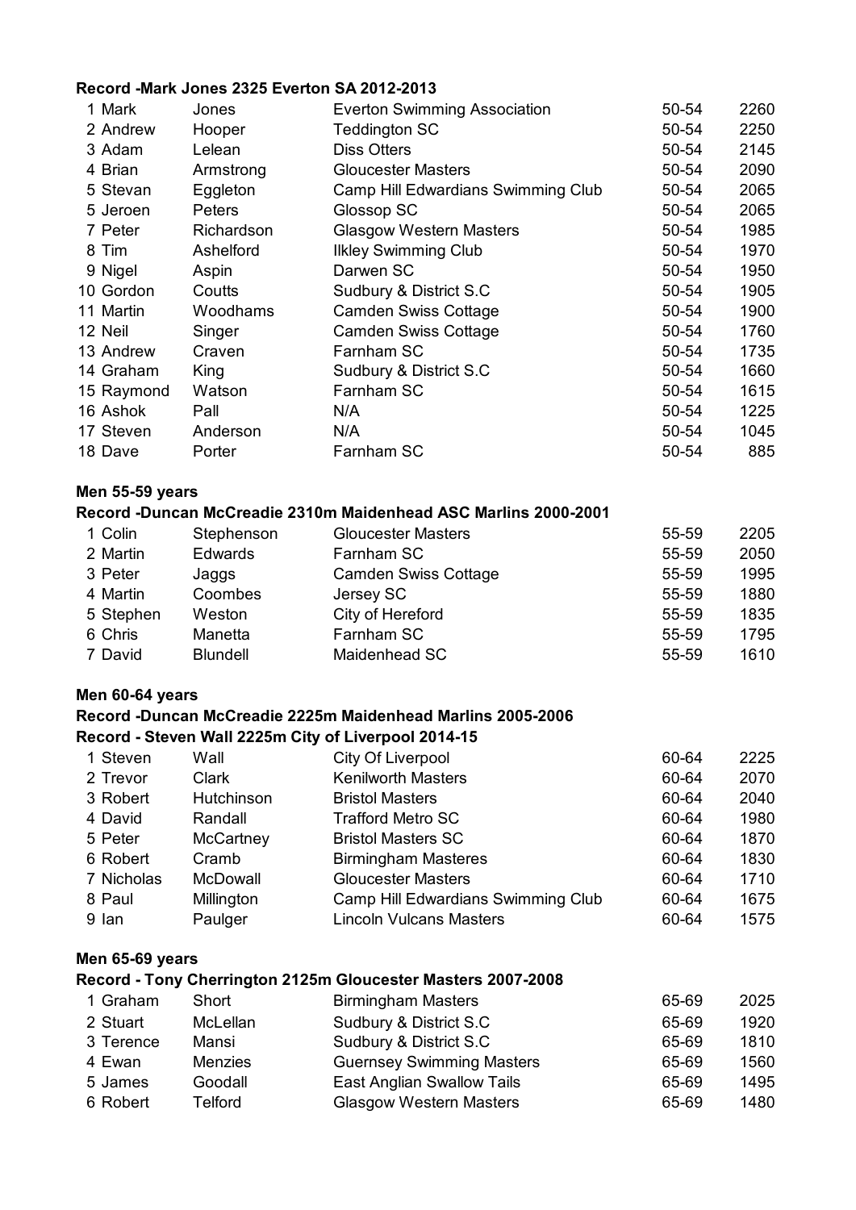**Record -Mark Jones 2325 Everton SA 2012-2013**

| | | | | |
|---|---|---|---|---|
| 1 Mark | Jones | Everton Swimming Association | 50-54 | 2260 |
| 2 Andrew | Hooper | Teddington SC | 50-54 | 2250 |
| 3 Adam | Lelean | Diss Otters | 50-54 | 2145 |
| 4 Brian | Armstrong | Gloucester Masters | 50-54 | 2090 |
| 5 Stevan | Eggleton | Camp Hill Edwardians Swimming Club | 50-54 | 2065 |
| 5 Jeroen | Peters | Glossop SC | 50-54 | 2065 |
| 7 Peter | Richardson | Glasgow Western Masters | 50-54 | 1985 |
| 8 Tim | Ashelford | Ilkley Swimming Club | 50-54 | 1970 |
| 9 Nigel | Aspin | Darwen SC | 50-54 | 1950 |
| 10 Gordon | Coutts | Sudbury & District S.C | 50-54 | 1905 |
| 11 Martin | Woodhams | Camden Swiss Cottage | 50-54 | 1900 |
| 12 Neil | Singer | Camden Swiss Cottage | 50-54 | 1760 |
| 13 Andrew | Craven | Farnham SC | 50-54 | 1735 |
| 14 Graham | King | Sudbury & District S.C | 50-54 | 1660 |
| 15 Raymond | Watson | Farnham SC | 50-54 | 1615 |
| 16 Ashok | Pall | N/A | 50-54 | 1225 |
| 17 Steven | Anderson | N/A | 50-54 | 1045 |
| 18 Dave | Porter | Farnham SC | 50-54 | 885 |

**Men 55-59 years**

**Record -Duncan McCreadie 2310m Maidenhead ASC Marlins 2000-2001**

| | | | | |
|---|---|---|---|---|
| 1 Colin | Stephenson | Gloucester Masters | 55-59 | 2205 |
| 2 Martin | Edwards | Farnham SC | 55-59 | 2050 |
| 3 Peter | Jaggs | Camden Swiss Cottage | 55-59 | 1995 |
| 4 Martin | Coombes | Jersey SC | 55-59 | 1880 |
| 5 Stephen | Weston | City of Hereford | 55-59 | 1835 |
| 6 Chris | Manetta | Farnham SC | 55-59 | 1795 |
| 7 David | Blundell | Maidenhead SC | 55-59 | 1610 |

**Men 60-64 years**

**Record -Duncan McCreadie 2225m Maidenhead Marlins 2005-2006**

**Record - Steven Wall 2225m City of Liverpool 2014-15**

| | | | | |
|---|---|---|---|---|
| 1 Steven | Wall | City Of Liverpool | 60-64 | 2225 |
| 2 Trevor | Clark | Kenilworth Masters | 60-64 | 2070 |
| 3 Robert | Hutchinson | Bristol Masters | 60-64 | 2040 |
| 4 David | Randall | Trafford Metro SC | 60-64 | 1980 |
| 5 Peter | McCartney | Bristol Masters SC | 60-64 | 1870 |
| 6 Robert | Cramb | Birmingham Masteres | 60-64 | 1830 |
| 7 Nicholas | McDowall | Gloucester Masters | 60-64 | 1710 |
| 8 Paul | Millington | Camp Hill Edwardians Swimming Club | 60-64 | 1675 |
| 9 Ian | Paulger | Lincoln Vulcans Masters | 60-64 | 1575 |

**Men 65-69 years**

**Record - Tony Cherrington 2125m Gloucester Masters 2007-2008**

| | | | | |
|---|---|---|---|---|
| 1 Graham | Short | Birmingham Masters | 65-69 | 2025 |
| 2 Stuart | McLellan | Sudbury & District S.C | 65-69 | 1920 |
| 3 Terence | Mansi | Sudbury & District S.C | 65-69 | 1810 |
| 4 Ewan | Menzies | Guernsey Swimming Masters | 65-69 | 1560 |
| 5 James | Goodall | East Anglian Swallow Tails | 65-69 | 1495 |
| 6 Robert | Telford | Glasgow Western Masters | 65-69 | 1480 |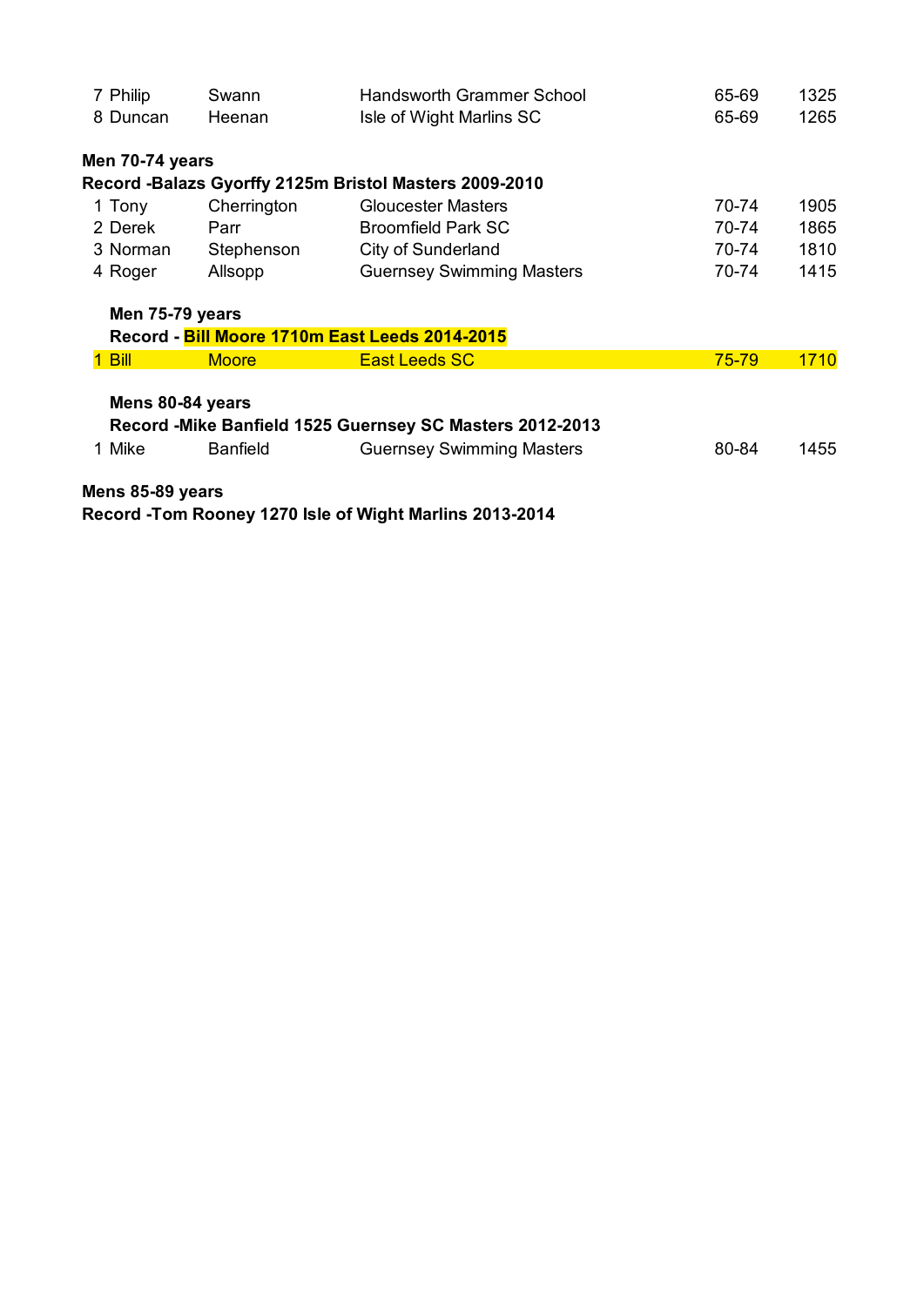| | | | | |
|---|---|---|---|---|
| 7 Philip | Swann | Handsworth Grammer School | 65-69 | 1325 |
| 8 Duncan | Heenan | Isle of Wight Marlins SC | 65-69 | 1265 |

**Men 70-74 years**

**Record -Balazs Gyorffy 2125m Bristol Masters 2009-2010**

| | | | | |
|---|---|---|---|---|
| 1 Tony | Cherrington | Gloucester Masters | 70-74 | 1905 |
| 2 Derek | Parr | Broomfield Park SC | 70-74 | 1865 |
| 3 Norman | Stephenson | City of Sunderland | 70-74 | 1810 |
| 4 Roger | Allsopp | Guernsey Swimming Masters | 70-74 | 1415 |

**Men 75-79 years**

**Record - Bill Moore 1710m East Leeds 2014-2015**

| | | | | |
|---|---|---|---|---|
| 1 Bill | Moore | East Leeds SC | 75-79 | 1710 |

**Mens 80-84 years**

**Record -Mike Banfield 1525 Guernsey SC Masters 2012-2013**

| | | | | |
|---|---|---|---|---|
| 1 Mike | Banfield | Guernsey Swimming Masters | 80-84 | 1455 |

**Mens 85-89 years**

**Record -Tom Rooney 1270 Isle of Wight Marlins 2013-2014**